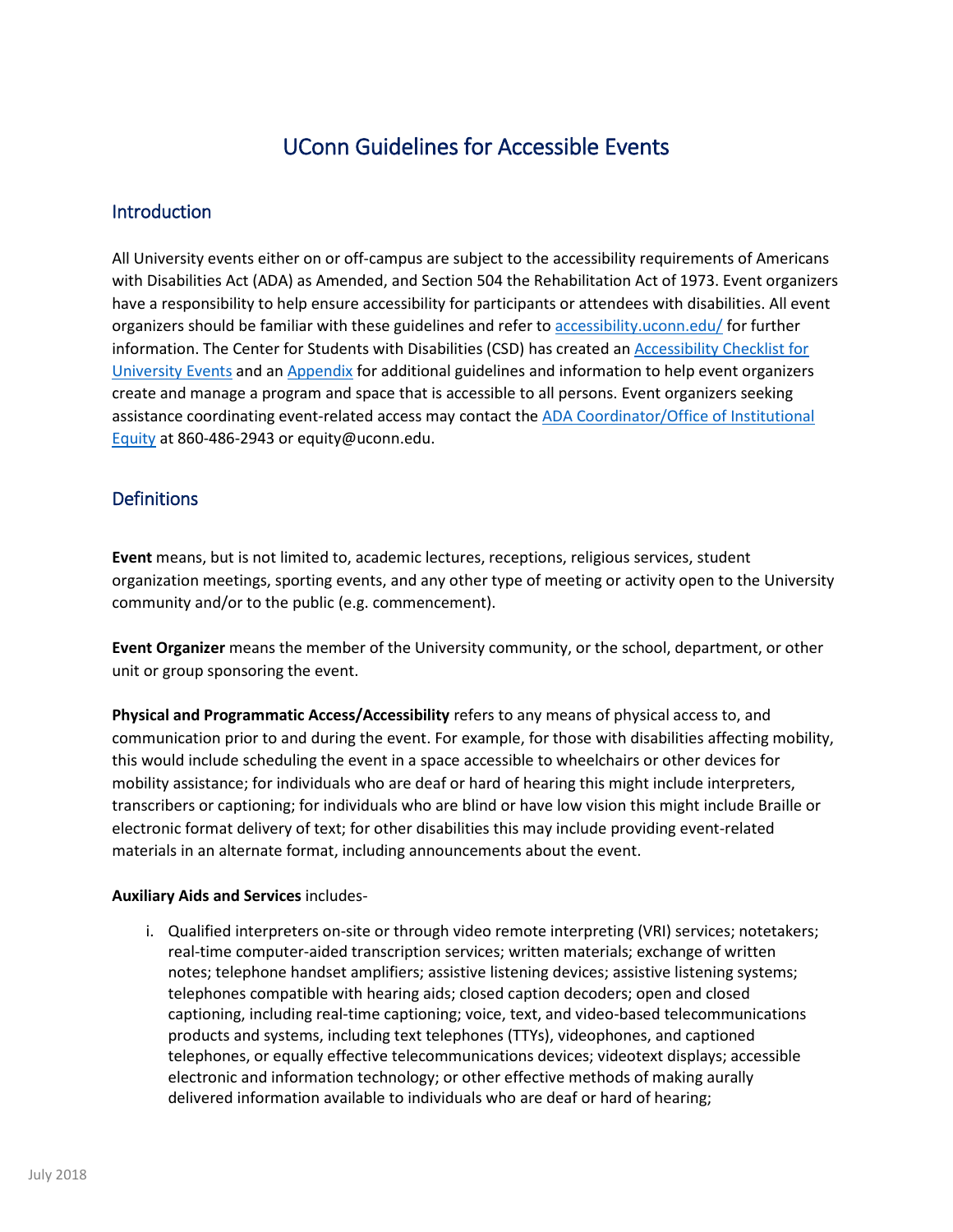# UConn Guidelines for Accessible Events

## Introduction

All University events either on or off-campus are subject to the accessibility requirements of Americans with Disabilities Act (ADA) as Amended, and Section 504 the Rehabilitation Act of 1973. Event organizers have a responsibility to help ensure accessibility for participants or attendees with disabilities. All event organizers should be familiar with these guidelines and refer to [accessibility.uconn.edu/](accessibility.uconn.edu/) for further information. The Center for Students with Disabilities (CSD) has created an [Accessibility Checklist for University Events]() and an [Appendix]() for additional guidelines and information to help event organizers create and manage a program and space that is accessible to all persons. Event organizers seeking assistance coordinating event-related access may contact the [ADA Coordinator/Office of Institutional Equity]() at 860-486-2943 or equity@uconn.edu.

## Definitions

**Event** means, but is not limited to, academic lectures, receptions, religious services, student organization meetings, sporting events, and any other type of meeting or activity open to the University community and/or to the public (e.g. commencement).

**Event Organizer** means the member of the University community, or the school, department, or other unit or group sponsoring the event.

**Physical and Programmatic Access/Accessibility** refers to any means of physical access to, and communication prior to and during the event. For example, for those with disabilities affecting mobility, this would include scheduling the event in a space accessible to wheelchairs or other devices for mobility assistance; for individuals who are deaf or hard of hearing this might include interpreters, transcribers or captioning; for individuals who are blind or have low vision this might include Braille or electronic format delivery of text; for other disabilities this may include providing event-related materials in an alternate format, including announcements about the event.

**Auxiliary Aids and Services** includes-

i. Qualified interpreters on-site or through video remote interpreting (VRI) services; notetakers; real-time computer-aided transcription services; written materials; exchange of written notes; telephone handset amplifiers; assistive listening devices; assistive listening systems; telephones compatible with hearing aids; closed caption decoders; open and closed captioning, including real-time captioning; voice, text, and video-based telecommunications products and systems, including text telephones (TTYs), videophones, and captioned telephones, or equally effective telecommunications devices; videotext displays; accessible electronic and information technology; or other effective methods of making aurally delivered information available to individuals who are deaf or hard of hearing;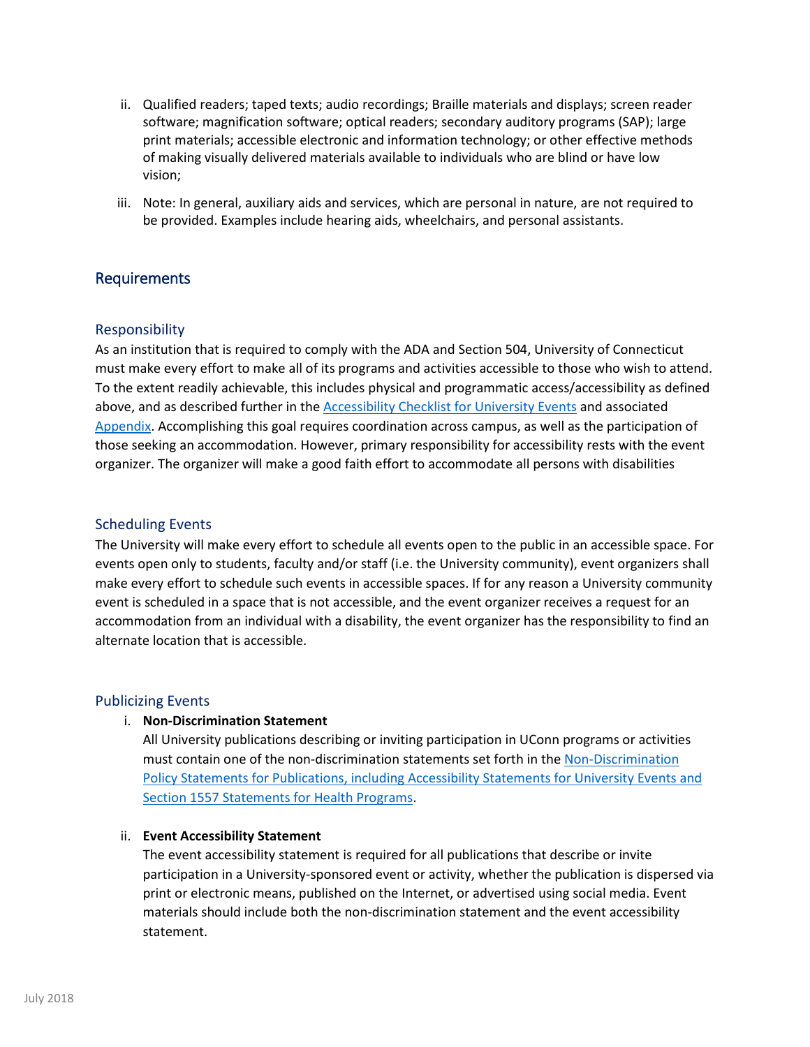ii. Qualified readers; taped texts; audio recordings; Braille materials and displays; screen reader software; magnification software; optical readers; secondary auditory programs (SAP); large print materials; accessible electronic and information technology; or other effective methods of making visually delivered materials available to individuals who are blind or have low vision;

iii. Note: In general, auxiliary aids and services, which are personal in nature, are not required to be provided. Examples include hearing aids, wheelchairs, and personal assistants.

## Requirements

### Responsibility

As an institution that is required to comply with the ADA and Section 504, University of Connecticut must make every effort to make all of its programs and activities accessible to those who wish to attend. To the extent readily achievable, this includes physical and programmatic access/accessibility as defined above, and as described further in the Accessibility Checklist for University Events and associated Appendix. Accomplishing this goal requires coordination across campus, as well as the participation of those seeking an accommodation. However, primary responsibility for accessibility rests with the event organizer. The organizer will make a good faith effort to accommodate all persons with disabilities

### Scheduling Events

The University will make every effort to schedule all events open to the public in an accessible space. For events open only to students, faculty and/or staff (i.e. the University community), event organizers shall make every effort to schedule such events in accessible spaces. If for any reason a University community event is scheduled in a space that is not accessible, and the event organizer receives a request for an accommodation from an individual with a disability, the event organizer has the responsibility to find an alternate location that is accessible.

### Publicizing Events

i. **Non-Discrimination Statement**

All University publications describing or inviting participation in UConn programs or activities must contain one of the non-discrimination statements set forth in the Non-Discrimination Policy Statements for Publications, including Accessibility Statements for University Events and Section 1557 Statements for Health Programs.

ii. **Event Accessibility Statement**

The event accessibility statement is required for all publications that describe or invite participation in a University-sponsored event or activity, whether the publication is dispersed via print or electronic means, published on the Internet, or advertised using social media. Event materials should include both the non-discrimination statement and the event accessibility statement.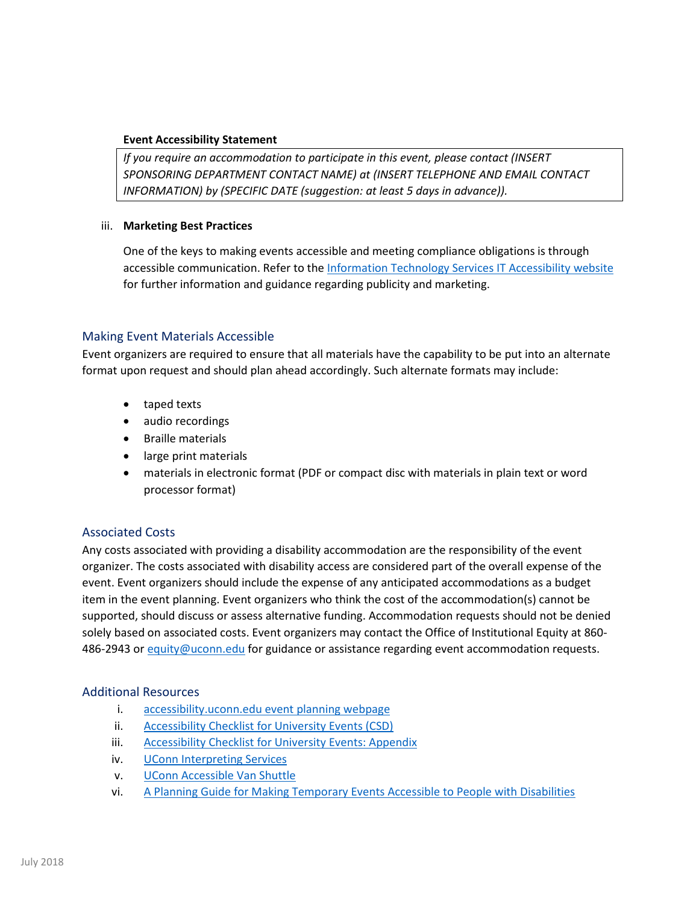**Event Accessibility Statement**

*If you require an accommodation to participate in this event, please contact (INSERT SPONSORING DEPARTMENT CONTACT NAME) at (INSERT TELEPHONE AND EMAIL CONTACT INFORMATION) by (SPECIFIC DATE (suggestion: at least 5 days in advance)).*

iii. **Marketing Best Practices**

One of the keys to making events accessible and meeting compliance obligations is through accessible communication. Refer to the Information Technology Services IT Accessibility website for further information and guidance regarding publicity and marketing.

## Making Event Materials Accessible

Event organizers are required to ensure that all materials have the capability to be put into an alternate format upon request and should plan ahead accordingly. Such alternate formats may include:

- taped texts
- audio recordings
- Braille materials
- large print materials
- materials in electronic format (PDF or compact disc with materials in plain text or word processor format)

## Associated Costs

Any costs associated with providing a disability accommodation are the responsibility of the event organizer. The costs associated with disability access are considered part of the overall expense of the event. Event organizers should include the expense of any anticipated accommodations as a budget item in the event planning. Event organizers who think the cost of the accommodation(s) cannot be supported, should discuss or assess alternative funding. Accommodation requests should not be denied solely based on associated costs. Event organizers may contact the Office of Institutional Equity at 860-486-2943 or equity@uconn.edu for guidance or assistance regarding event accommodation requests.

## Additional Resources

i. accessibility.uconn.edu event planning webpage
ii. Accessibility Checklist for University Events (CSD)
iii. Accessibility Checklist for University Events: Appendix
iv. UConn Interpreting Services
v. UConn Accessible Van Shuttle
vi. A Planning Guide for Making Temporary Events Accessible to People with Disabilities